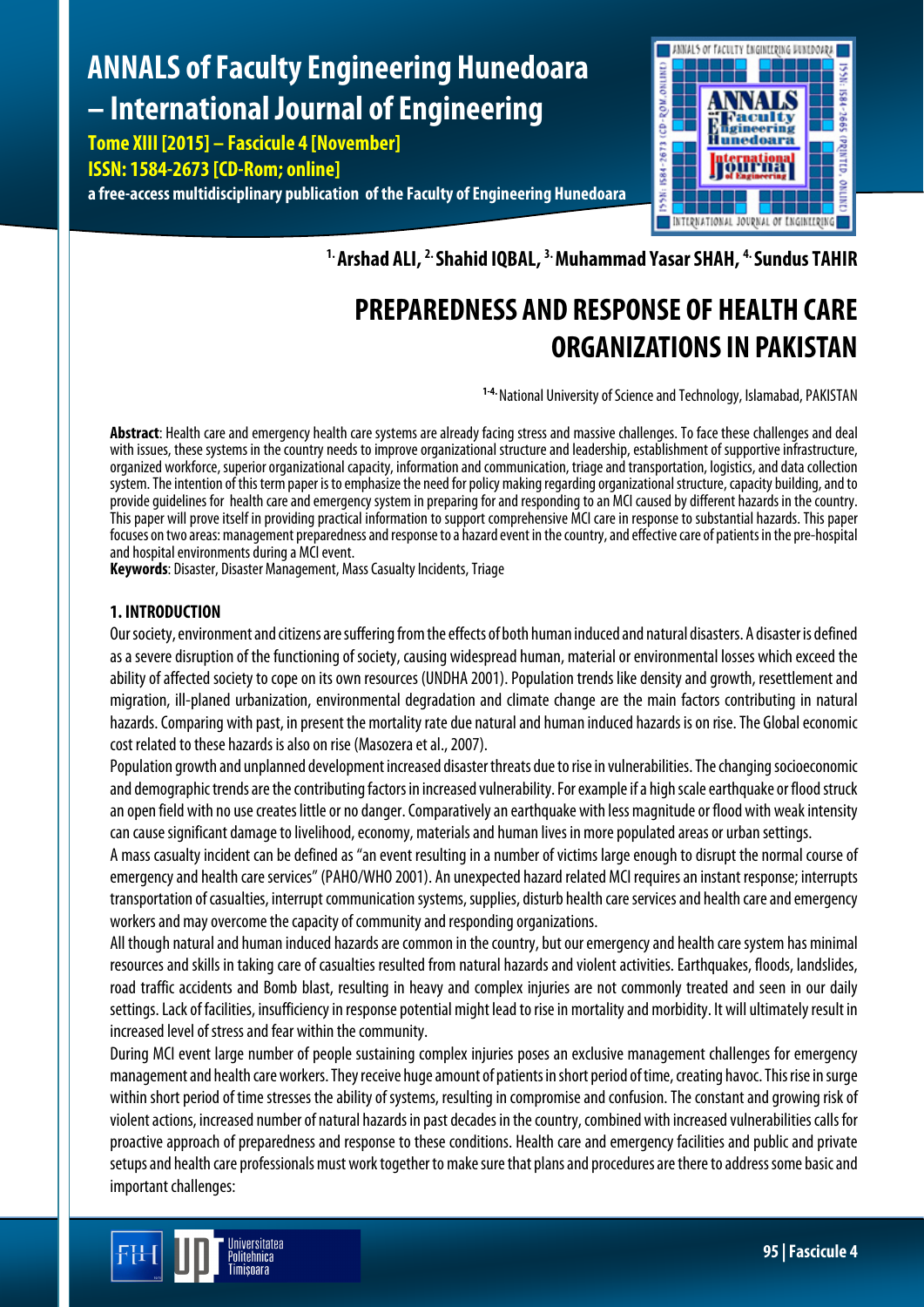[1.] Arshad ALI, [2.] Shahid IQBAL, [3.] Muhammad Yasar SHAH, [4.] Sundus TAHIR

# PREPAREDNESS AND RESPONSE OF HEALTH CARE ORGANIZATIONS IN PAKISTAN

[1-4.] National University of Science and Technology, Islamabad, PAKISTAN

**Abstract**: Health care and emergency health care systems are already facing stress and massive challenges. To face these challenges and deal with issues, these systems in the country needs to improve organizational structure and leadership, establishment of supportive infrastructure, organized workforce, superior organizational capacity, information and communication, triage and transportation, logistics, and data collection system. The intention of this term paper is to emphasize the need for policy making regarding organizational structure, capacity building, and to provide guidelines for health care and emergency system in preparing for and responding to an MCI caused by different hazards in the country. This paper will prove itself in providing practical information to support comprehensive MCI care in response to substantial hazards. This paper focuses on two areas: management preparedness and response to a hazard event in the country, and effective care of patients in the pre-hospital and hospital environments during a MCI event.

**Keywords**: Disaster, Disaster Management, Mass Casualty Incidents, Triage

## 1. INTRODUCTION

Our society, environment and citizens are suffering from the effects of both human induced and natural disasters. A disaster is defined as a severe disruption of the functioning of society, causing widespread human, material or environmental losses which exceed the ability of affected society to cope on its own resources (UNDHA 2001). Population trends like density and growth, resettlement and migration, ill-planed urbanization, environmental degradation and climate change are the main factors contributing in natural hazards. Comparing with past, in present the mortality rate due natural and human induced hazards is on rise. The Global economic cost related to these hazards is also on rise (Masozera et al., 2007).

Population growth and unplanned development increased disaster threats due to rise in vulnerabilities. The changing socioeconomic and demographic trends are the contributing factors in increased vulnerability. For example if a high scale earthquake or flood struck an open field with no use creates little or no danger. Comparatively an earthquake with less magnitude or flood with weak intensity can cause significant damage to livelihood, economy, materials and human lives in more populated areas or urban settings.

A mass casualty incident can be defined as "an event resulting in a number of victims large enough to disrupt the normal course of emergency and health care services" (PAHO/WHO 2001). An unexpected hazard related MCI requires an instant response; interrupts transportation of casualties, interrupt communication systems, supplies, disturb health care services and health care and emergency workers and may overcome the capacity of community and responding organizations.

All though natural and human induced hazards are common in the country, but our emergency and health care system has minimal resources and skills in taking care of casualties resulted from natural hazards and violent activities. Earthquakes, floods, landslides, road traffic accidents and Bomb blast, resulting in heavy and complex injuries are not commonly treated and seen in our daily settings. Lack of facilities, insufficiency in response potential might lead to rise in mortality and morbidity. It will ultimately result in increased level of stress and fear within the community.

During MCI event large number of people sustaining complex injuries poses an exclusive management challenges for emergency management and health care workers. They receive huge amount of patients in short period of time, creating havoc. This rise in surge within short period of time stresses the ability of systems, resulting in compromise and confusion. The constant and growing risk of violent actions, increased number of natural hazards in past decades in the country, combined with increased vulnerabilities calls for proactive approach of preparedness and response to these conditions. Health care and emergency facilities and public and private setups and health care professionals must work together to make sure that plans and procedures are there to address some basic and important challenges: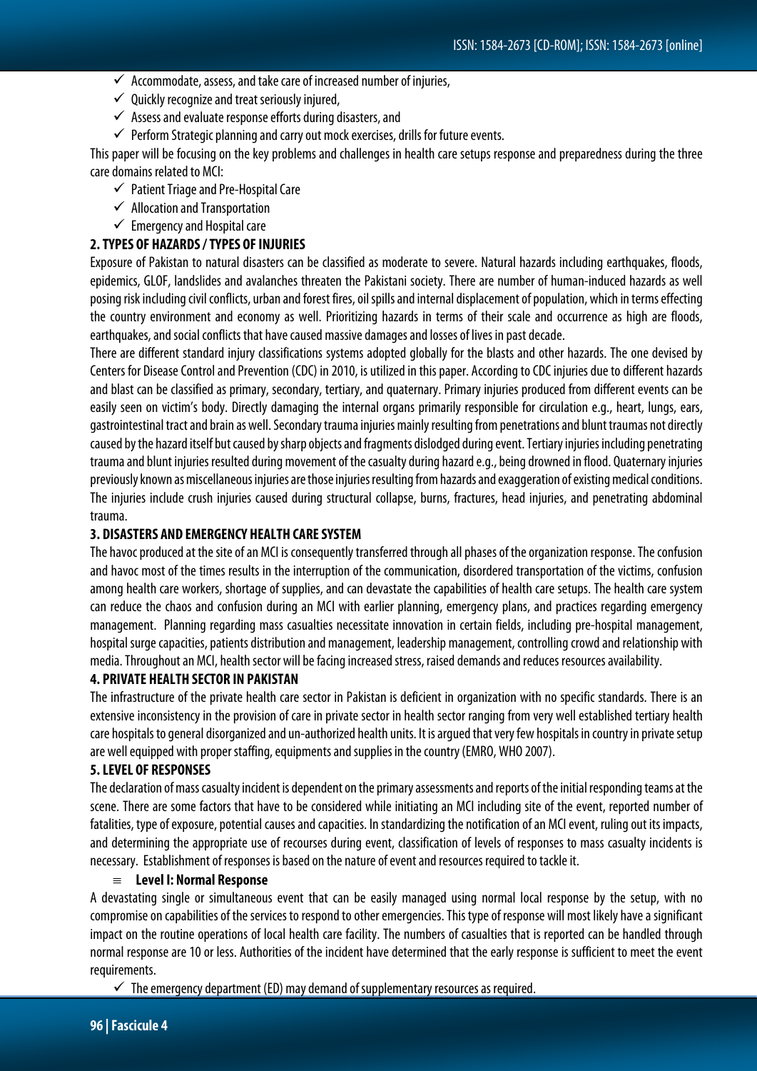- ✓ Accommodate, assess, and take care of increased number of injuries,
- ✓ Quickly recognize and treat seriously injured,
- ✓ Assess and evaluate response efforts during disasters, and
- ✓ Perform Strategic planning and carry out mock exercises, drills for future events.

This paper will be focusing on the key problems and challenges in health care setups response and preparedness during the three care domains related to MCI:

- ✓ Patient Triage and Pre-Hospital Care
- ✓ Allocation and Transportation
- ✓ Emergency and Hospital care

## 2. TYPES OF HAZARDS / TYPES OF INJURIES

Exposure of Pakistan to natural disasters can be classified as moderate to severe. Natural hazards including earthquakes, floods, epidemics, GLOF, landslides and avalanches threaten the Pakistani society. There are number of human-induced hazards as well posing risk including civil conflicts, urban and forest fires, oil spills and internal displacement of population, which in terms effecting the country environment and economy as well. Prioritizing hazards in terms of their scale and occurrence as high are floods, earthquakes, and social conflicts that have caused massive damages and losses of lives in past decade.

There are different standard injury classifications systems adopted globally for the blasts and other hazards. The one devised by Centers for Disease Control and Prevention (CDC) in 2010, is utilized in this paper. According to CDC injuries due to different hazards and blast can be classified as primary, secondary, tertiary, and quaternary. Primary injuries produced from different events can be easily seen on victim's body. Directly damaging the internal organs primarily responsible for circulation e.g., heart, lungs, ears, gastrointestinal tract and brain as well. Secondary trauma injuries mainly resulting from penetrations and blunt traumas not directly caused by the hazard itself but caused by sharp objects and fragments dislodged during event. Tertiary injuries including penetrating trauma and blunt injuries resulted during movement of the casualty during hazard e.g., being drowned in flood. Quaternary injuries previously known as miscellaneous injuries are those injuries resulting from hazards and exaggeration of existing medical conditions. The injuries include crush injuries caused during structural collapse, burns, fractures, head injuries, and penetrating abdominal trauma.

## 3. DISASTERS AND EMERGENCY HEALTH CARE SYSTEM

The havoc produced at the site of an MCI is consequently transferred through all phases of the organization response. The confusion and havoc most of the times results in the interruption of the communication, disordered transportation of the victims, confusion among health care workers, shortage of supplies, and can devastate the capabilities of health care setups. The health care system can reduce the chaos and confusion during an MCI with earlier planning, emergency plans, and practices regarding emergency management. Planning regarding mass casualties necessitate innovation in certain fields, including pre-hospital management, hospital surge capacities, patients distribution and management, leadership management, controlling crowd and relationship with media. Throughout an MCI, health sector will be facing increased stress, raised demands and reduces resources availability.

## 4. PRIVATE HEALTH SECTOR IN PAKISTAN

The infrastructure of the private health care sector in Pakistan is deficient in organization with no specific standards. There is an extensive inconsistency in the provision of care in private sector in health sector ranging from very well established tertiary health care hospitals to general disorganized and un-authorized health units. It is argued that very few hospitals in country in private setup are well equipped with proper staffing, equipments and supplies in the country (EMRO, WHO 2007).

## 5. LEVEL OF RESPONSES

The declaration of mass casualty incident is dependent on the primary assessments and reports of the initial responding teams at the scene. There are some factors that have to be considered while initiating an MCI including site of the event, reported number of fatalities, type of exposure, potential causes and capacities. In standardizing the notification of an MCI event, ruling out its impacts, and determining the appropriate use of recourses during event, classification of levels of responses to mass casualty incidents is necessary. Establishment of responses is based on the nature of event and resources required to tackle it.

- **Level I: Normal Response**

A devastating single or simultaneous event that can be easily managed using normal local response by the setup, with no compromise on capabilities of the services to respond to other emergencies. This type of response will most likely have a significant impact on the routine operations of local health care facility. The numbers of casualties that is reported can be handled through normal response are 10 or less. Authorities of the incident have determined that the early response is sufficient to meet the event requirements.

- ✓ The emergency department (ED) may demand of supplementary resources as required.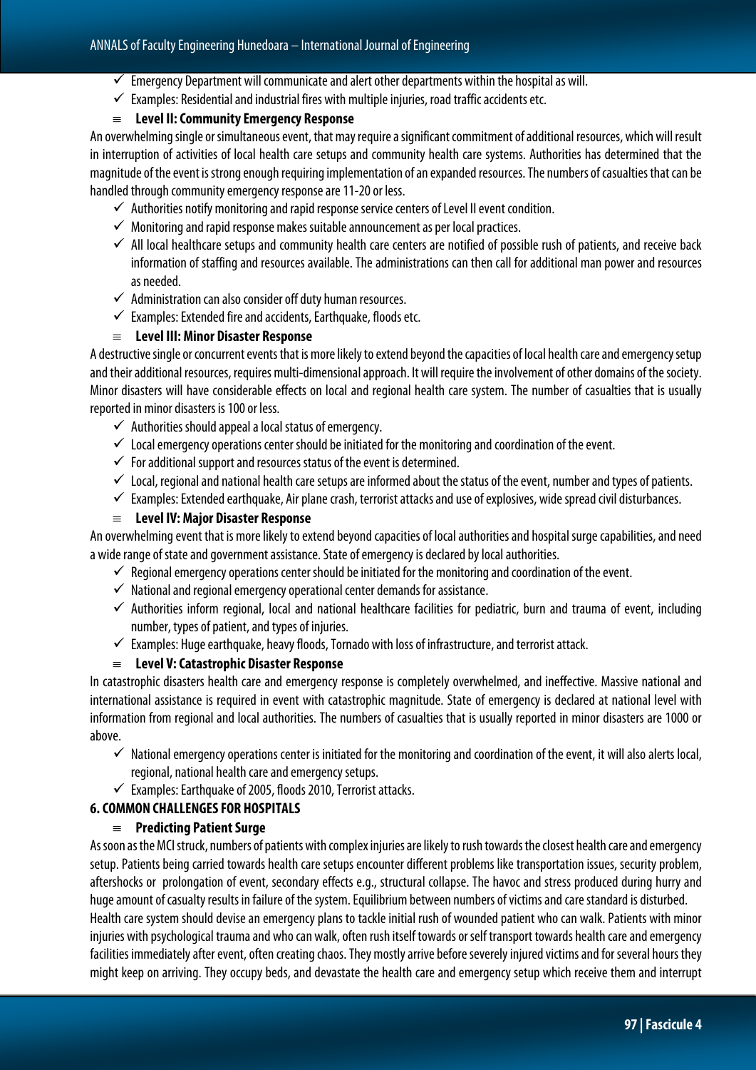- ✓ Emergency Department will communicate and alert other departments within the hospital as will.
- ✓ Examples: Residential and industrial fires with multiple injuries, road traffic accidents etc.

≡ **Level II: Community Emergency Response**

An overwhelming single or simultaneous event, that may require a significant commitment of additional resources, which will result in interruption of activities of local health care setups and community health care systems. Authorities has determined that the magnitude of the event is strong enough requiring implementation of an expanded resources. The numbers of casualties that can be handled through community emergency response are 11-20 or less.

- ✓ Authorities notify monitoring and rapid response service centers of Level II event condition.
- ✓ Monitoring and rapid response makes suitable announcement as per local practices.
- ✓ All local healthcare setups and community health care centers are notified of possible rush of patients, and receive back information of staffing and resources available. The administrations can then call for additional man power and resources as needed.
- ✓ Administration can also consider off duty human resources.
- ✓ Examples: Extended fire and accidents, Earthquake, floods etc.

≡ **Level III: Minor Disaster Response**

A destructive single or concurrent events that is more likely to extend beyond the capacities of local health care and emergency setup and their additional resources, requires multi-dimensional approach. It will require the involvement of other domains of the society. Minor disasters will have considerable effects on local and regional health care system. The number of casualties that is usually reported in minor disasters is 100 or less.

- ✓ Authorities should appeal a local status of emergency.
- ✓ Local emergency operations center should be initiated for the monitoring and coordination of the event.
- ✓ For additional support and resources status of the event is determined.
- ✓ Local, regional and national health care setups are informed about the status of the event, number and types of patients.
- ✓ Examples: Extended earthquake, Air plane crash, terrorist attacks and use of explosives, wide spread civil disturbances.

≡ **Level IV: Major Disaster Response**

An overwhelming event that is more likely to extend beyond capacities of local authorities and hospital surge capabilities, and need a wide range of state and government assistance. State of emergency is declared by local authorities.

- ✓ Regional emergency operations center should be initiated for the monitoring and coordination of the event.
- ✓ National and regional emergency operational center demands for assistance.
- ✓ Authorities inform regional, local and national healthcare facilities for pediatric, burn and trauma of event, including number, types of patient, and types of injuries.
- ✓ Examples: Huge earthquake, heavy floods, Tornado with loss of infrastructure, and terrorist attack.

≡ **Level V: Catastrophic Disaster Response**

In catastrophic disasters health care and emergency response is completely overwhelmed, and ineffective. Massive national and international assistance is required in event with catastrophic magnitude. State of emergency is declared at national level with information from regional and local authorities. The numbers of casualties that is usually reported in minor disasters are 1000 or above.

- ✓ National emergency operations center is initiated for the monitoring and coordination of the event, it will also alerts local, regional, national health care and emergency setups.
- ✓ Examples: Earthquake of 2005, floods 2010, Terrorist attacks.

## 6. COMMON CHALLENGES FOR HOSPITALS

≡ **Predicting Patient Surge**

As soon as the MCI struck, numbers of patients with complex injuries are likely to rush towards the closest health care and emergency setup. Patients being carried towards health care setups encounter different problems like transportation issues, security problem, aftershocks or prolongation of event, secondary effects e.g., structural collapse. The havoc and stress produced during hurry and huge amount of casualty results in failure of the system. Equilibrium between numbers of victims and care standard is disturbed.

Health care system should devise an emergency plans to tackle initial rush of wounded patient who can walk. Patients with minor injuries with psychological trauma and who can walk, often rush itself towards or self transport towards health care and emergency facilities immediately after event, often creating chaos. They mostly arrive before severely injured victims and for several hours they might keep on arriving. They occupy beds, and devastate the health care and emergency setup which receive them and interrupt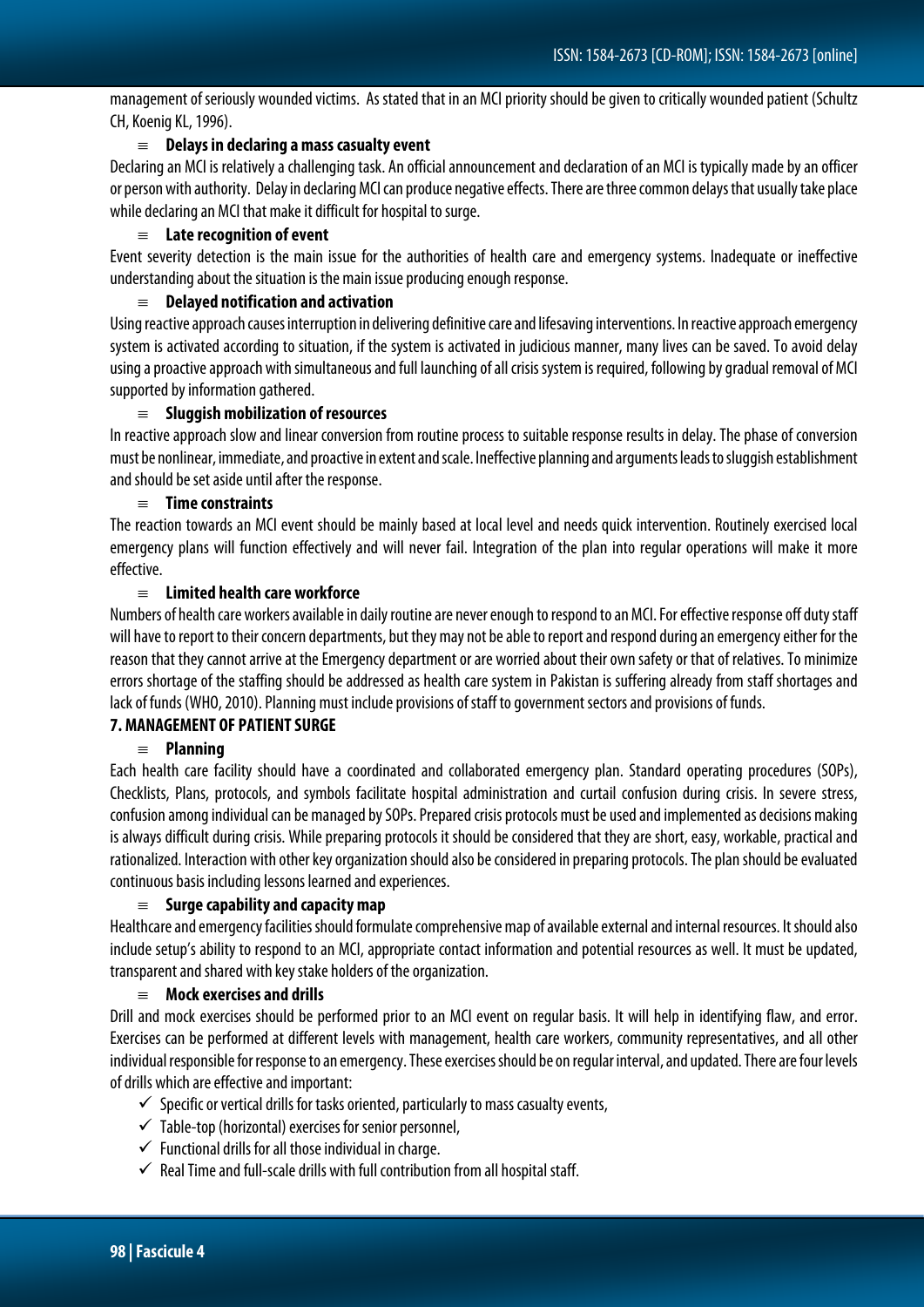management of seriously wounded victims. As stated that in an MCI priority should be given to critically wounded patient (Schultz CH, Koenig KL, 1996).

≡ **Delays in declaring a mass casualty event**

Declaring an MCI is relatively a challenging task. An official announcement and declaration of an MCI is typically made by an officer or person with authority. Delay in declaring MCI can produce negative effects. There are three common delays that usually take place while declaring an MCI that make it difficult for hospital to surge.

≡ **Late recognition of event**

Event severity detection is the main issue for the authorities of health care and emergency systems. Inadequate or ineffective understanding about the situation is the main issue producing enough response.

≡ **Delayed notification and activation**

Using reactive approach causes interruption in delivering definitive care and lifesaving interventions. In reactive approach emergency system is activated according to situation, if the system is activated in judicious manner, many lives can be saved. To avoid delay using a proactive approach with simultaneous and full launching of all crisis system is required, following by gradual removal of MCI supported by information gathered.

≡ **Sluggish mobilization of resources**

In reactive approach slow and linear conversion from routine process to suitable response results in delay. The phase of conversion must be nonlinear, immediate, and proactive in extent and scale. Ineffective planning and arguments leads to sluggish establishment and should be set aside until after the response.

≡ **Time constraints**

The reaction towards an MCI event should be mainly based at local level and needs quick intervention. Routinely exercised local emergency plans will function effectively and will never fail. Integration of the plan into regular operations will make it more effective.

≡ **Limited health care workforce**

Numbers of health care workers available in daily routine are never enough to respond to an MCI. For effective response off duty staff will have to report to their concern departments, but they may not be able to report and respond during an emergency either for the reason that they cannot arrive at the Emergency department or are worried about their own safety or that of relatives. To minimize errors shortage of the staffing should be addressed as health care system in Pakistan is suffering already from staff shortages and lack of funds (WHO, 2010). Planning must include provisions of staff to government sectors and provisions of funds.

## 7. MANAGEMENT OF PATIENT SURGE

≡ **Planning**

Each health care facility should have a coordinated and collaborated emergency plan. Standard operating procedures (SOPs), Checklists, Plans, protocols, and symbols facilitate hospital administration and curtail confusion during crisis. In severe stress, confusion among individual can be managed by SOPs. Prepared crisis protocols must be used and implemented as decisions making is always difficult during crisis. While preparing protocols it should be considered that they are short, easy, workable, practical and rationalized. Interaction with other key organization should also be considered in preparing protocols. The plan should be evaluated continuous basis including lessons learned and experiences.

≡ **Surge capability and capacity map**

Healthcare and emergency facilities should formulate comprehensive map of available external and internal resources. It should also include setup's ability to respond to an MCI, appropriate contact information and potential resources as well. It must be updated, transparent and shared with key stake holders of the organization.

≡ **Mock exercises and drills**

Drill and mock exercises should be performed prior to an MCI event on regular basis. It will help in identifying flaw, and error. Exercises can be performed at different levels with management, health care workers, community representatives, and all other individual responsible for response to an emergency. These exercises should be on regular interval, and updated. There are four levels of drills which are effective and important:

- ✓ Specific or vertical drills for tasks oriented, particularly to mass casualty events,
- ✓ Table-top (horizontal) exercises for senior personnel,
- ✓ Functional drills for all those individual in charge.
- ✓ Real Time and full-scale drills with full contribution from all hospital staff.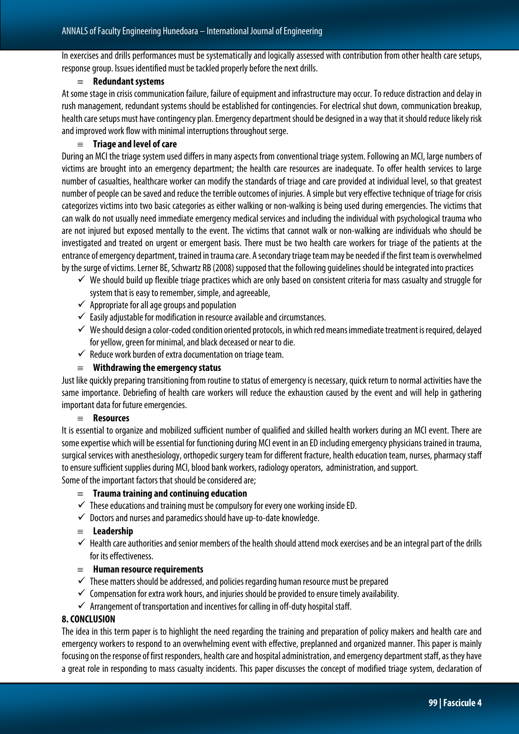In exercises and drills performances must be systematically and logically assessed with contribution from other health care setups, response group. Issues identified must be tackled properly before the next drills.

≡ **Redundant systems**

At some stage in crisis communication failure, failure of equipment and infrastructure may occur. To reduce distraction and delay in rush management, redundant systems should be established for contingencies. For electrical shut down, communication breakup, health care setups must have contingency plan. Emergency department should be designed in a way that it should reduce likely risk and improved work flow with minimal interruptions throughout serge.

≡ **Triage and level of care**

During an MCI the triage system used differs in many aspects from conventional triage system. Following an MCI, large numbers of victims are brought into an emergency department; the health care resources are inadequate. To offer health services to large number of casualties, healthcare worker can modify the standards of triage and care provided at individual level, so that greatest number of people can be saved and reduce the terrible outcomes of injuries. A simple but very effective technique of triage for crisis categorizes victims into two basic categories as either walking or non-walking is being used during emergencies. The victims that can walk do not usually need immediate emergency medical services and including the individual with psychological trauma who are not injured but exposed mentally to the event. The victims that cannot walk or non-walking are individuals who should be investigated and treated on urgent or emergent basis. There must be two health care workers for triage of the patients at the entrance of emergency department, trained in trauma care. A secondary triage team may be needed if the first team is overwhelmed by the surge of victims. Lerner BE, Schwartz RB (2008) supposed that the following guidelines should be integrated into practices

- ✓ We should build up flexible triage practices which are only based on consistent criteria for mass casualty and struggle for system that is easy to remember, simple, and agreeable,
- ✓ Appropriate for all age groups and population
- ✓ Easily adjustable for modification in resource available and circumstances.
- ✓ We should design a color-coded condition oriented protocols, in which red means immediate treatment is required, delayed for yellow, green for minimal, and black deceased or near to die.
- ✓ Reduce work burden of extra documentation on triage team.

≡ **Withdrawing the emergency status**

Just like quickly preparing transitioning from routine to status of emergency is necessary, quick return to normal activities have the same importance. Debriefing of health care workers will reduce the exhaustion caused by the event and will help in gathering important data for future emergencies.

≡ **Resources**

It is essential to organize and mobilized sufficient number of qualified and skilled health workers during an MCI event. There are some expertise which will be essential for functioning during MCI event in an ED including emergency physicians trained in trauma, surgical services with anesthesiology, orthopedic surgery team for different fracture, health education team, nurses, pharmacy staff to ensure sufficient supplies during MCI, blood bank workers, radiology operators, administration, and support.

Some of the important factors that should be considered are;

≡ **Trauma training and continuing education**

- ✓ These educations and training must be compulsory for every one working inside ED.
- ✓ Doctors and nurses and paramedics should have up-to-date knowledge.

≡ **Leadership**

- ✓ Health care authorities and senior members of the health should attend mock exercises and be an integral part of the drills for its effectiveness.

≡ **Human resource requirements**

- ✓ These matters should be addressed, and policies regarding human resource must be prepared
- ✓ Compensation for extra work hours, and injuries should be provided to ensure timely availability.
- ✓ Arrangement of transportation and incentives for calling in off-duty hospital staff.

## 8. CONCLUSION

The idea in this term paper is to highlight the need regarding the training and preparation of policy makers and health care and emergency workers to respond to an overwhelming event with effective, preplanned and organized manner. This paper is mainly focusing on the response of first responders, health care and hospital administration, and emergency department staff, as they have a great role in responding to mass casualty incidents. This paper discusses the concept of modified triage system, declaration of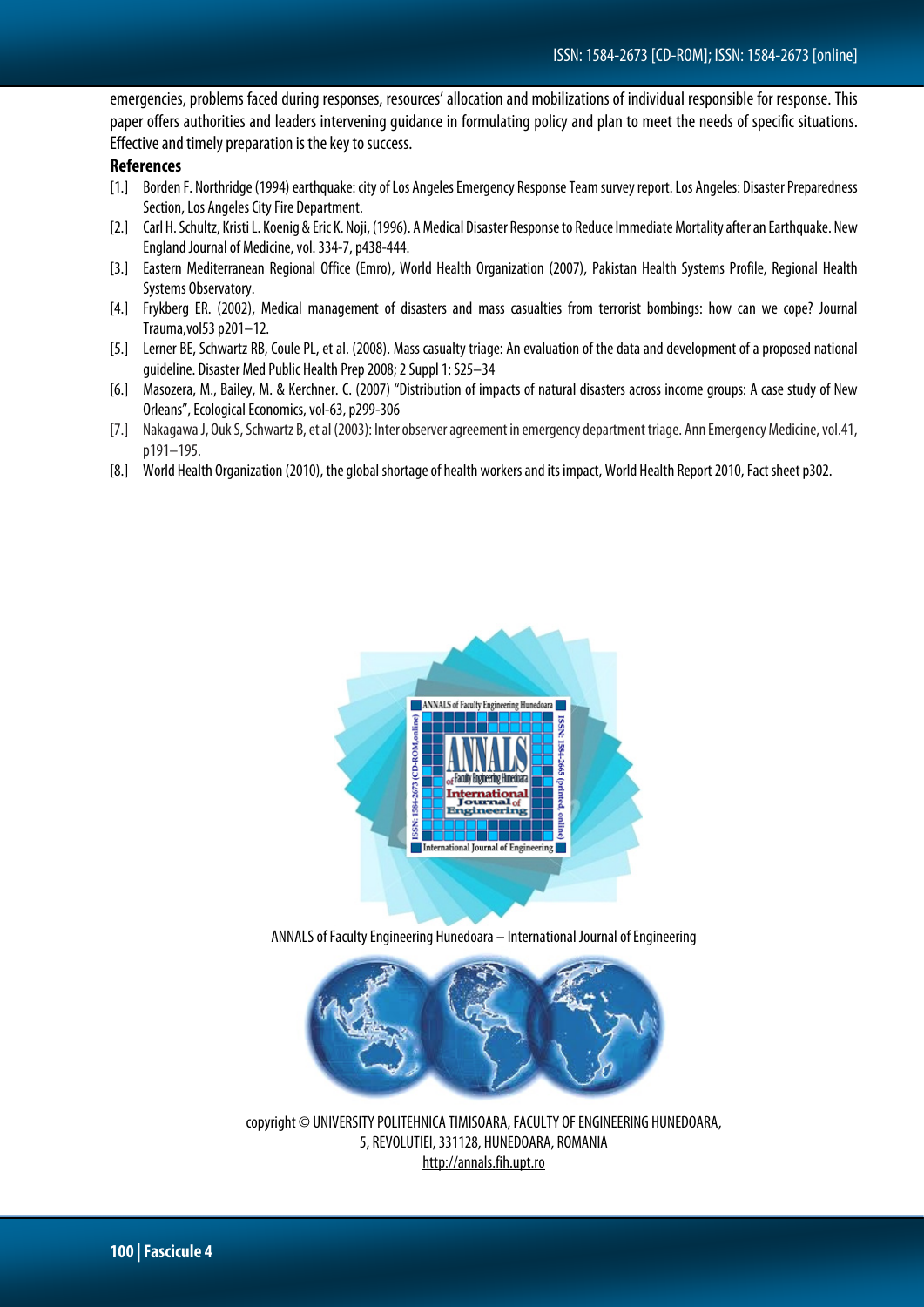emergencies, problems faced during responses, resources' allocation and mobilizations of individual responsible for response. This paper offers authorities and leaders intervening guidance in formulating policy and plan to meet the needs of specific situations. Effective and timely preparation is the key to success.

**References**

[1.] Borden F. Northridge (1994) earthquake: city of Los Angeles Emergency Response Team survey report. Los Angeles: Disaster Preparedness Section, Los Angeles City Fire Department.

[2.] Carl H. Schultz, Kristi L. Koenig & Eric K. Noji, (1996). A Medical Disaster Response to Reduce Immediate Mortality after an Earthquake. New England Journal of Medicine, vol. 334-7, p438-444.

[3.] Eastern Mediterranean Regional Office (Emro), World Health Organization (2007), Pakistan Health Systems Profile, Regional Health Systems Observatory.

[4.] Frykberg ER. (2002), Medical management of disasters and mass casualties from terrorist bombings: how can we cope? Journal Trauma,vol53 p201–12.

[5.] Lerner BE, Schwartz RB, Coule PL, et al. (2008). Mass casualty triage: An evaluation of the data and development of a proposed national guideline. Disaster Med Public Health Prep 2008; 2 Suppl 1: S25–34

[6.] Masozera, M., Bailey, M. & Kerchner. C. (2007) "Distribution of impacts of natural disasters across income groups: A case study of New Orleans", Ecological Economics, vol-63, p299-306

[7.] Nakagawa J, Ouk S, Schwartz B, et al (2003): Inter observer agreement in emergency department triage. Ann Emergency Medicine, vol.41, p191–195.

[8.] World Health Organization (2010), the global shortage of health workers and its impact, World Health Report 2010, Fact sheet p302.

ANNALS of Faculty Engineering Hunedoara – International Journal of Engineering

copyright © UNIVERSITY POLITEHNICA TIMISOARA, FACULTY OF ENGINEERING HUNEDOARA,
5, REVOLUTIEI, 331128, HUNEDOARA, ROMANIA
http://annals.fih.upt.ro